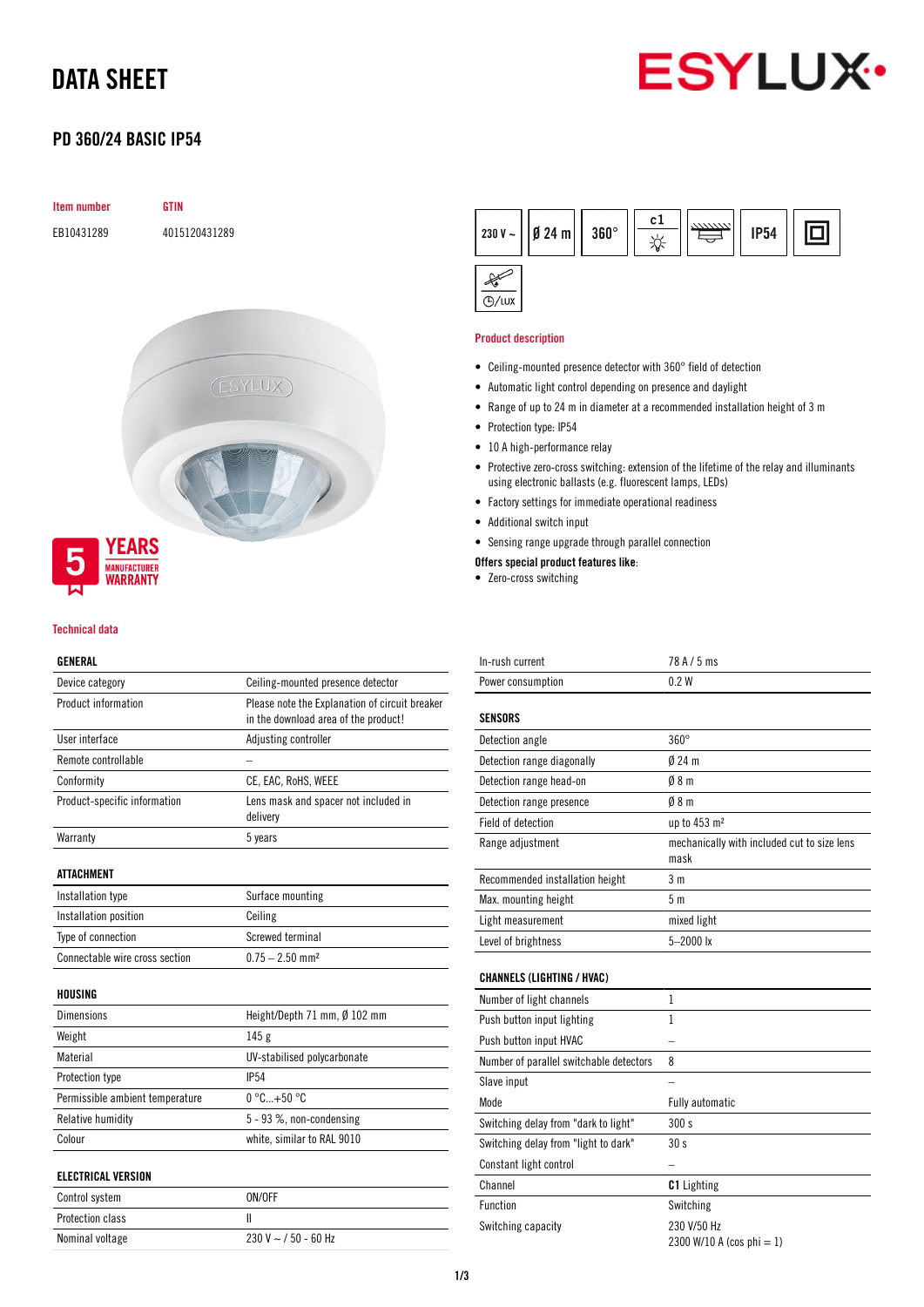# DATA SHEET

## PD 360/24 BASIC IP54

| Item number | GTIN |
|---|---|
| EB10431289 | 4015120431289 |

5 YEARS MANUFACTURER WARRANTY

230 V ~ | Ø 24 m | 360° | c1 | IP54

### Product description

- Ceiling-mounted presence detector with 360° field of detection
- Automatic light control depending on presence and daylight
- Range of up to 24 m in diameter at a recommended installation height of 3 m
- Protection type: IP54
- 10 A high-performance relay
- Protective zero-cross switching: extension of the lifetime of the relay and illuminants using electronic ballasts (e.g. fluorescent lamps, LEDs)
- Factory settings for immediate operational readiness
- Additional switch input
- Sensing range upgrade through parallel connection

**Offers special product features like:**

- Zero-cross switching

### Technical data

| GENERAL | |
|---|---|
| Device category | Ceiling-mounted presence detector |
| Product information | Please note the Explanation of circuit breaker in the download area of the product! |
| User interface | Adjusting controller |
| Remote controllable | – |
| Conformity | CE, EAC, RoHS, WEEE |
| Product-specific information | Lens mask and spacer not included in delivery |
| Warranty | 5 years |

| ATTACHMENT | |
|---|---|
| Installation type | Surface mounting |
| Installation position | Ceiling |
| Type of connection | Screwed terminal |
| Connectable wire cross section | 0.75 – 2.50 mm² |

| HOUSING | |
|---|---|
| Dimensions | Height/Depth 71 mm, Ø 102 mm |
| Weight | 145 g |
| Material | UV-stabilised polycarbonate |
| Protection type | IP54 |
| Permissible ambient temperature | 0 °C...+50 °C |
| Relative humidity | 5 - 93 %, non-condensing |
| Colour | white, similar to RAL 9010 |

| ELECTRICAL VERSION | |
|---|---|
| Control system | ON/OFF |
| Protection class | II |
| Nominal voltage | 230 V ~ / 50 - 60 Hz |
| In-rush current | 78 A / 5 ms |
| Power consumption | 0.2 W |

| SENSORS | |
|---|---|
| Detection angle | 360° |
| Detection range diagonally | Ø 24 m |
| Detection range head-on | Ø 8 m |
| Detection range presence | Ø 8 m |
| Field of detection | up to 453 m² |
| Range adjustment | mechanically with included cut to size lens mask |
| Recommended installation height | 3 m |
| Max. mounting height | 5 m |
| Light measurement | mixed light |
| Level of brightness | 5–2000 lx |

| CHANNELS (LIGHTING / HVAC) | |
|---|---|
| Number of light channels | 1 |
| Push button input lighting | 1 |
| Push button input HVAC | – |
| Number of parallel switchable detectors | 8 |
| Slave input | – |
| Mode | Fully automatic |
| Switching delay from "dark to light" | 300 s |
| Switching delay from "light to dark" | 30 s |
| Constant light control | – |
| Channel | **C1** Lighting |
| Function | Switching |
| Switching capacity | 230 V/50 Hz 2300 W/10 A (cos phi = 1) |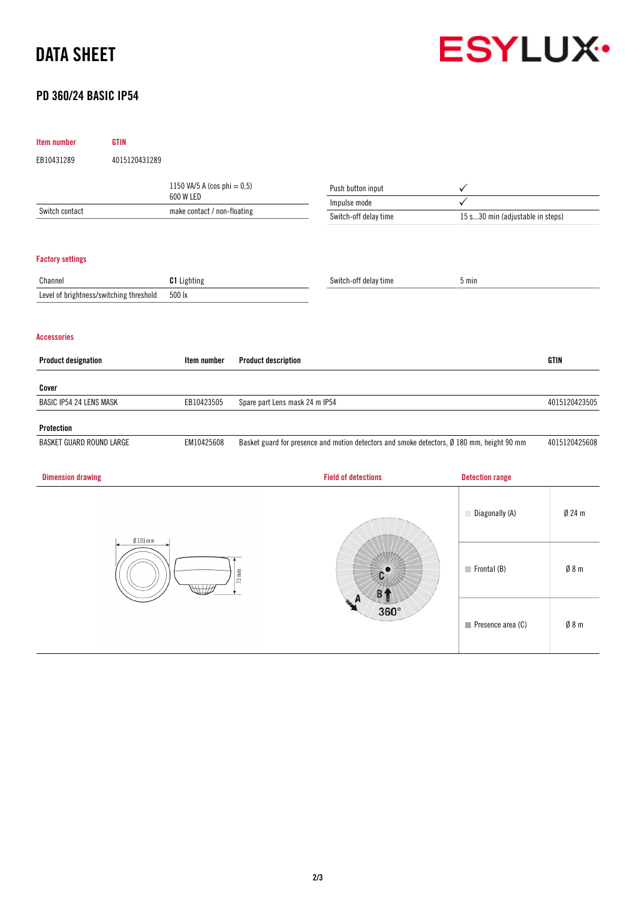# DATA SHEET

## PD 360/24 BASIC IP54

| Item number | GTIN |
|---|---|
| EB10431289 | 4015120431289 |

| | |
|---|---|
| | 1150 VA/5 A (cos phi = 0,5)<br>600 W LED |
| Switch contact | make contact / non-floating |

| | |
|---|---|
| Push button input | ✓ |
| Impulse mode | ✓ |
| Switch-off delay time | 15 s...30 min (adjustable in steps) |

### Factory settings

| | |
|---|---|
| Channel | **C1** Lighting |
| Level of brightness/switching threshold | 500 lx |

| | |
|---|---|
| Switch-off delay time | 5 min |

### Accessories

| Product designation | Item number | Product description | GTIN |
|---|---|---|---|
| **Cover** | | | |
| BASIC IP54 24 LENS MASK | EB10423505 | Spare part Lens mask 24 m IP54 | 4015120423505 |
| **Protection** | | | |
| BASKET GUARD ROUND LARGE | EM10425608 | Basket guard for presence and motion detectors and smoke detectors, Ø 180 mm, height 90 mm | 4015120425608 |

### Dimension drawing

Ø 101 mm

73 mm

### Field of detections

A B C 360°

### Detection range

| | |
|---|---|
| Diagonally (A) | Ø 24 m |
| Frontal (B) | Ø 8 m |
| Presence area (C) | Ø 8 m |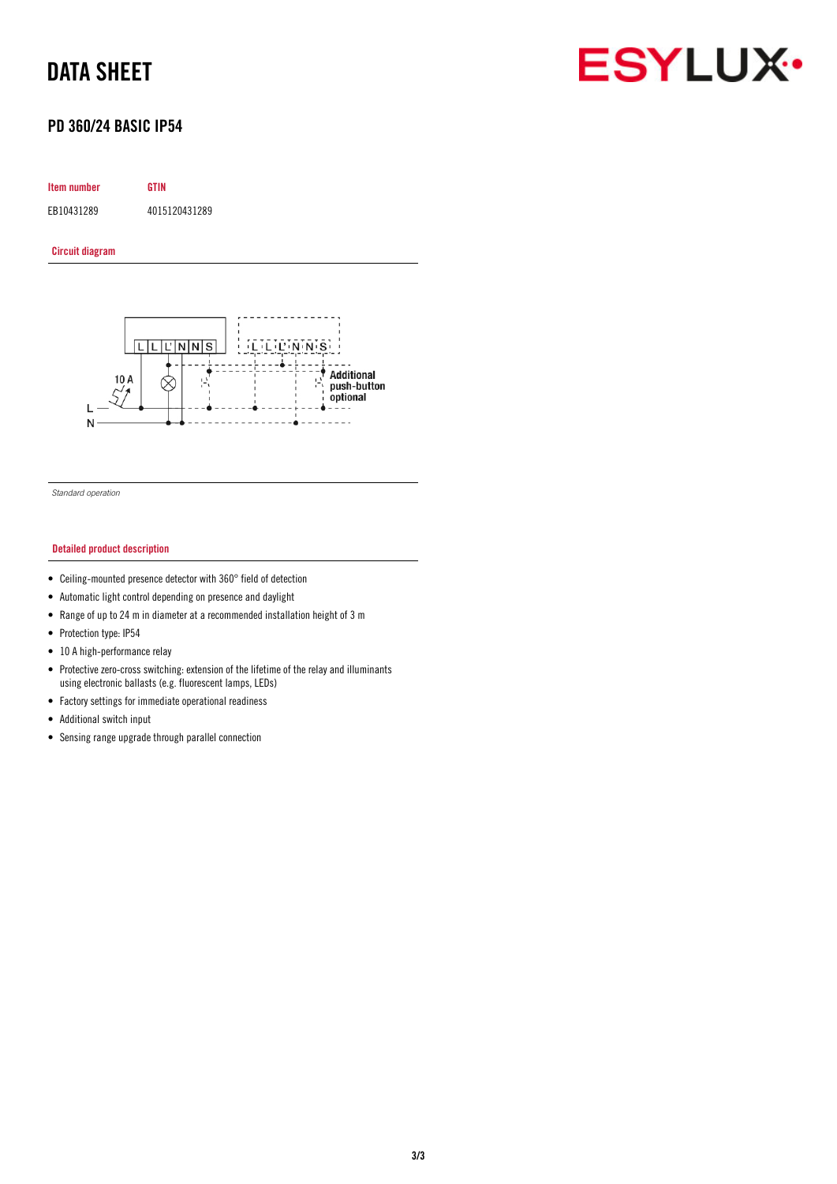# DATA SHEET

ESYLUX

## PD 360/24 BASIC IP54

| Item number | GTIN |
| --- | --- |
| EB10431289 | 4015120431289 |

### Circuit diagram

L | L | L' | N | N | S

L | L | L' | N | N | S

10 A

L

N

Additional push-button optional

*Standard operation*

### Detailed product description

- Ceiling-mounted presence detector with 360° field of detection
- Automatic light control depending on presence and daylight
- Range of up to 24 m in diameter at a recommended installation height of 3 m
- Protection type: IP54
- 10 A high-performance relay
- Protective zero-cross switching: extension of the lifetime of the relay and illuminants using electronic ballasts (e.g. fluorescent lamps, LEDs)
- Factory settings for immediate operational readiness
- Additional switch input
- Sensing range upgrade through parallel connection